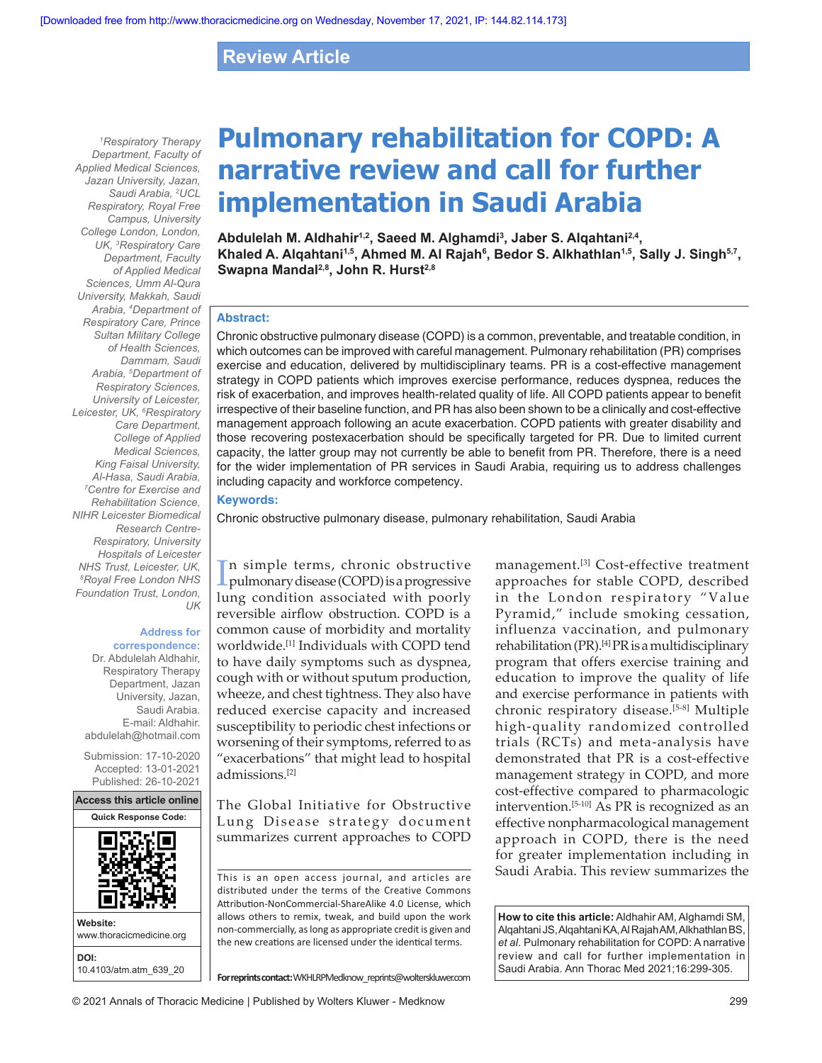[Downloaded free from http://www.thoracicmedicine.org on Wednesday, November 17, 2021, IP: 144.82.114.173]

Review Article

# Pulmonary rehabilitation for COPD: A narrative review and call for further implementation in Saudi Arabia

**Abdulelah M. Aldhahir[1,2], Saeed M. Alghamdi[3], Jaber S. Alqahtani[2,4], Khaled A. Alqahtani[1,5], Ahmed M. Al Rajah[6], Bedor S. Alkhathlan[1,5], Sally J. Singh[5,7], Swapna Mandal[2,8], John R. Hurst[2,8]**

*[1]Respiratory Therapy Department, Faculty of Applied Medical Sciences, Jazan University, Jazan, Saudi Arabia, [2]UCL Respiratory, Royal Free Campus, University College London, London, UK, [3]Respiratory Care Department, Faculty of Applied Medical Sciences, Umm Al-Qura University, Makkah, Saudi Arabia, [4]Department of Respiratory Care, Prince Sultan Military College of Health Sciences, Dammam, Saudi Arabia, [5]Department of Respiratory Sciences, University of Leicester, Leicester, UK, [6]Respiratory Care Department, College of Applied Medical Sciences, King Faisal University, Al-Hasa, Saudi Arabia, [7]Centre for Exercise and Rehabilitation Science, NIHR Leicester Biomedical Research Centre-Respiratory, University Hospitals of Leicester NHS Trust, Leicester, UK, [8]Royal Free London NHS Foundation Trust, London, UK*

**Address for correspondence:**
Dr. Abdulelah Aldhahir, Respiratory Therapy Department, Jazan University, Jazan, Saudi Arabia.
E-mail: Aldhahir.abdulelah@hotmail.com

Submission: 17-10-2020
Accepted: 13-01-2021
Published: 26-10-2021

Access this article online

Website: www.thoracicmedicine.org

DOI: 10.4103/atm.atm_639_20

## Abstract:

Chronic obstructive pulmonary disease (COPD) is a common, preventable, and treatable condition, in which outcomes can be improved with careful management. Pulmonary rehabilitation (PR) comprises exercise and education, delivered by multidisciplinary teams. PR is a cost-effective management strategy in COPD patients which improves exercise performance, reduces dyspnea, reduces the risk of exacerbation, and improves health-related quality of life. All COPD patients appear to benefit irrespective of their baseline function, and PR has also been shown to be a clinically and cost-effective management approach following an acute exacerbation. COPD patients with greater disability and those recovering postexacerbation should be specifically targeted for PR. Due to limited current capacity, the latter group may not currently be able to benefit from PR. Therefore, there is a need for the wider implementation of PR services in Saudi Arabia, requiring us to address challenges including capacity and workforce competency.

## Keywords:

Chronic obstructive pulmonary disease, pulmonary rehabilitation, Saudi Arabia

In simple terms, chronic obstructive pulmonary disease (COPD) is a progressive lung condition associated with poorly reversible airflow obstruction. COPD is a common cause of morbidity and mortality worldwide.[1] Individuals with COPD tend to have daily symptoms such as dyspnea, cough with or without sputum production, wheeze, and chest tightness. They also have reduced exercise capacity and increased susceptibility to periodic chest infections or worsening of their symptoms, referred to as "exacerbations" that might lead to hospital admissions.[2]

The Global Initiative for Obstructive Lung Disease strategy document summarizes current approaches to COPD management.[3] Cost-effective treatment approaches for stable COPD, described in the London respiratory "Value Pyramid," include smoking cessation, influenza vaccination, and pulmonary rehabilitation (PR).[4] PR is a multidisciplinary program that offers exercise training and education to improve the quality of life and exercise performance in patients with chronic respiratory disease.[5-8] Multiple high-quality randomized controlled trials (RCTs) and meta-analysis have demonstrated that PR is a cost-effective management strategy in COPD, and more cost-effective compared to pharmacologic intervention.[5-10] As PR is recognized as an effective nonpharmacological management approach in COPD, there is the need for greater implementation including in Saudi Arabia. This review summarizes the

This is an open access journal, and articles are distributed under the terms of the Creative Commons Attribution-NonCommercial-ShareAlike 4.0 License, which allows others to remix, tweak, and build upon the work non-commercially, as long as appropriate credit is given and the new creations are licensed under the identical terms.

**For reprints contact:** WKHLRPMedknow_reprints@wolterskluwer.com

**How to cite this article:** Aldhahir AM, Alghamdi SM, Alqahtani JS, Alqahtani KA, Al Rajah AM, Alkhathlan BS, *et al*. Pulmonary rehabilitation for COPD: A narrative review and call for further implementation in Saudi Arabia. Ann Thorac Med 2021;16:299-305.

© 2021 Annals of Thoracic Medicine | Published by Wolters Kluwer - Medknow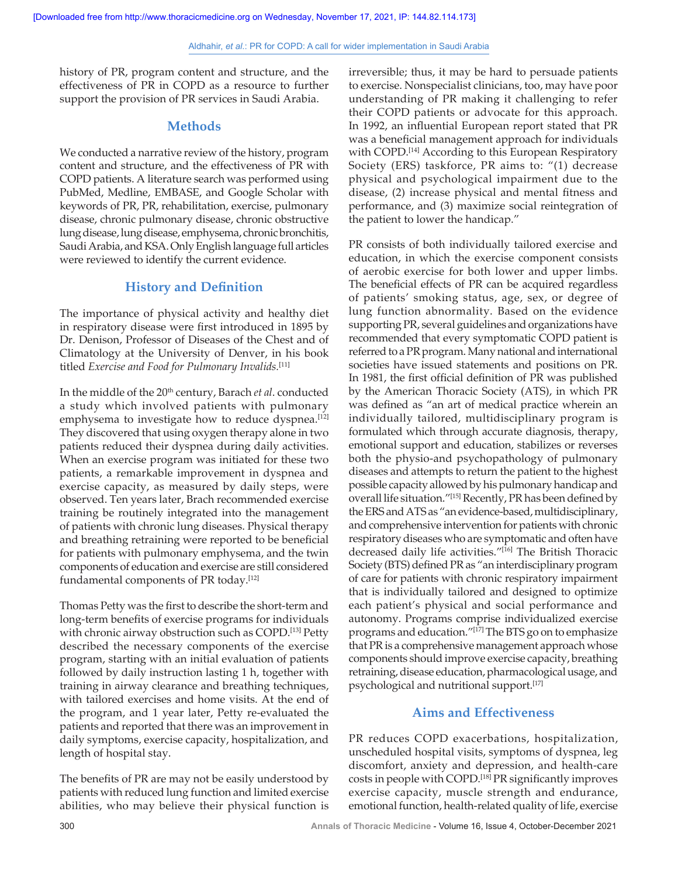history of PR, program content and structure, and the effectiveness of PR in COPD as a resource to further support the provision of PR services in Saudi Arabia.

## Methods

We conducted a narrative review of the history, program content and structure, and the effectiveness of PR with COPD patients. A literature search was performed using PubMed, Medline, EMBASE, and Google Scholar with keywords of PR, PR, rehabilitation, exercise, pulmonary disease, chronic pulmonary disease, chronic obstructive lung disease, lung disease, emphysema, chronic bronchitis, Saudi Arabia, and KSA. Only English language full articles were reviewed to identify the current evidence.

## History and Definition

The importance of physical activity and healthy diet in respiratory disease were first introduced in 1895 by Dr. Denison, Professor of Diseases of the Chest and of Climatology at the University of Denver, in his book titled *Exercise and Food for Pulmonary Invalids*.[11]

In the middle of the 20th century, Barach *et al*. conducted a study which involved patients with pulmonary emphysema to investigate how to reduce dyspnea.[12] They discovered that using oxygen therapy alone in two patients reduced their dyspnea during daily activities. When an exercise program was initiated for these two patients, a remarkable improvement in dyspnea and exercise capacity, as measured by daily steps, were observed. Ten years later, Brach recommended exercise training be routinely integrated into the management of patients with chronic lung diseases. Physical therapy and breathing retraining were reported to be beneficial for patients with pulmonary emphysema, and the twin components of education and exercise are still considered fundamental components of PR today.[12]

Thomas Petty was the first to describe the short-term and long-term benefits of exercise programs for individuals with chronic airway obstruction such as COPD.[13] Petty described the necessary components of the exercise program, starting with an initial evaluation of patients followed by daily instruction lasting 1 h, together with training in airway clearance and breathing techniques, with tailored exercises and home visits. At the end of the program, and 1 year later, Petty re-evaluated the patients and reported that there was an improvement in daily symptoms, exercise capacity, hospitalization, and length of hospital stay.

The benefits of PR are may not be easily understood by patients with reduced lung function and limited exercise abilities, who may believe their physical function is irreversible; thus, it may be hard to persuade patients to exercise. Nonspecialist clinicians, too, may have poor understanding of PR making it challenging to refer their COPD patients or advocate for this approach. In 1992, an influential European report stated that PR was a beneficial management approach for individuals with COPD.[14] According to this European Respiratory Society (ERS) taskforce, PR aims to: "(1) decrease physical and psychological impairment due to the disease, (2) increase physical and mental fitness and performance, and (3) maximize social reintegration of the patient to lower the handicap."

PR consists of both individually tailored exercise and education, in which the exercise component consists of aerobic exercise for both lower and upper limbs. The beneficial effects of PR can be acquired regardless of patients' smoking status, age, sex, or degree of lung function abnormality. Based on the evidence supporting PR, several guidelines and organizations have recommended that every symptomatic COPD patient is referred to a PR program. Many national and international societies have issued statements and positions on PR. In 1981, the first official definition of PR was published by the American Thoracic Society (ATS), in which PR was defined as "an art of medical practice wherein an individually tailored, multidisciplinary program is formulated which through accurate diagnosis, therapy, emotional support and education, stabilizes or reverses both the physio-and psychopathology of pulmonary diseases and attempts to return the patient to the highest possible capacity allowed by his pulmonary handicap and overall life situation."[15] Recently, PR has been defined by the ERS and ATS as "an evidence-based, multidisciplinary, and comprehensive intervention for patients with chronic respiratory diseases who are symptomatic and often have decreased daily life activities."[16] The British Thoracic Society (BTS) defined PR as "an interdisciplinary program of care for patients with chronic respiratory impairment that is individually tailored and designed to optimize each patient's physical and social performance and autonomy. Programs comprise individualized exercise programs and education."[17] The BTS go on to emphasize that PR is a comprehensive management approach whose components should improve exercise capacity, breathing retraining, disease education, pharmacological usage, and psychological and nutritional support.[17]

## Aims and Effectiveness

PR reduces COPD exacerbations, hospitalization, unscheduled hospital visits, symptoms of dyspnea, leg discomfort, anxiety and depression, and health-care costs in people with COPD.[18] PR significantly improves exercise capacity, muscle strength and endurance, emotional function, health-related quality of life, exercise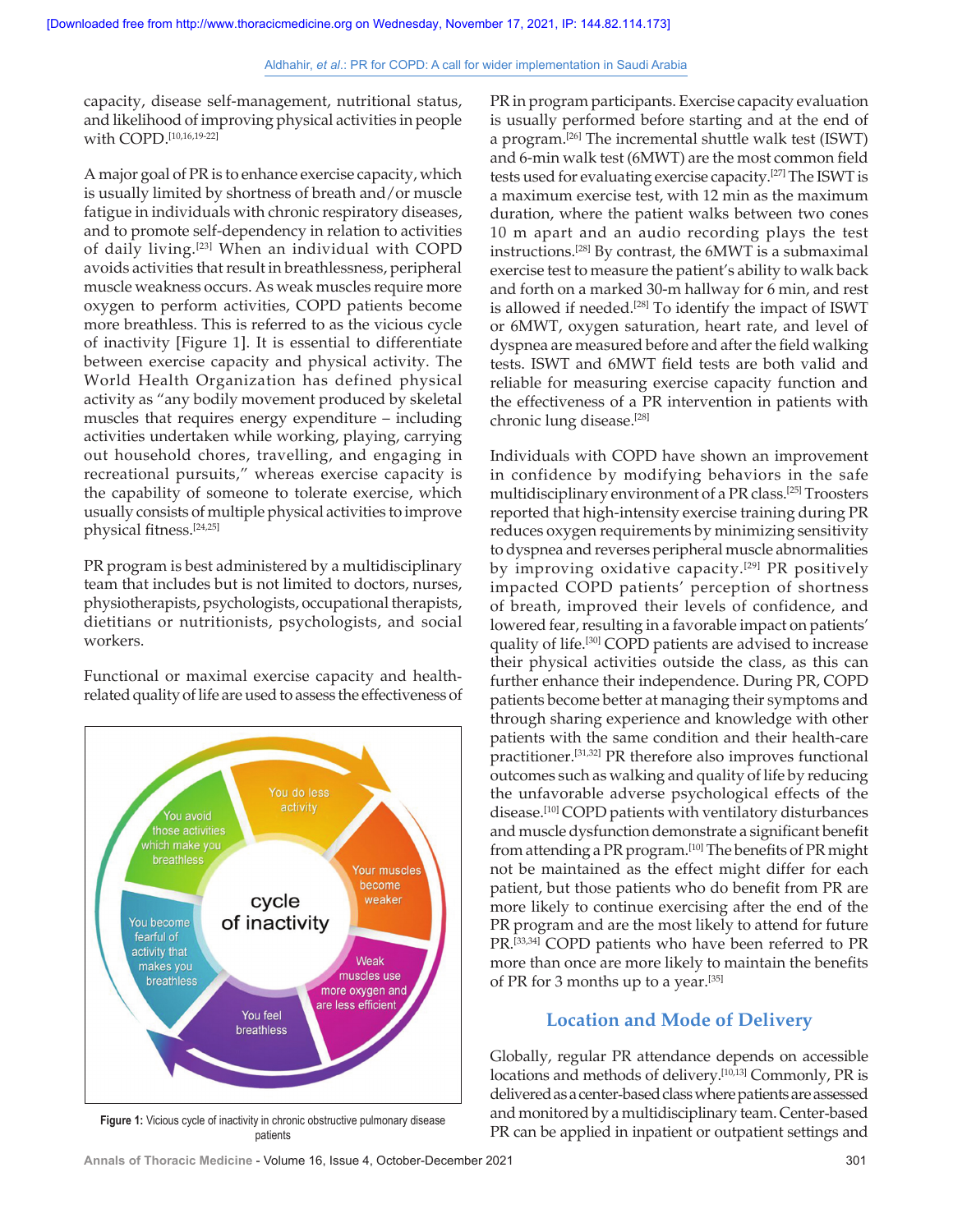capacity, disease self-management, nutritional status, and likelihood of improving physical activities in people with COPD.[10,16,19-22]

A major goal of PR is to enhance exercise capacity, which is usually limited by shortness of breath and/or muscle fatigue in individuals with chronic respiratory diseases, and to promote self-dependency in relation to activities of daily living.[23] When an individual with COPD avoids activities that result in breathlessness, peripheral muscle weakness occurs. As weak muscles require more oxygen to perform activities, COPD patients become more breathless. This is referred to as the vicious cycle of inactivity [Figure 1]. It is essential to differentiate between exercise capacity and physical activity. The World Health Organization has defined physical activity as "any bodily movement produced by skeletal muscles that requires energy expenditure – including activities undertaken while working, playing, carrying out household chores, travelling, and engaging in recreational pursuits," whereas exercise capacity is the capability of someone to tolerate exercise, which usually consists of multiple physical activities to improve physical fitness.[24,25]

PR program is best administered by a multidisciplinary team that includes but is not limited to doctors, nurses, physiotherapists, psychologists, occupational therapists, dietitians or nutritionists, psychologists, and social workers.

Functional or maximal exercise capacity and health-related quality of life are used to assess the effectiveness of PR in program participants. Exercise capacity evaluation is usually performed before starting and at the end of a program.[26] The incremental shuttle walk test (ISWT) and 6-min walk test (6MWT) are the most common field tests used for evaluating exercise capacity.[27] The ISWT is a maximum exercise test, with 12 min as the maximum duration, where the patient walks between two cones 10 m apart and an audio recording plays the test instructions.[28] By contrast, the 6MWT is a submaximal exercise test to measure the patient's ability to walk back and forth on a marked 30-m hallway for 6 min, and rest is allowed if needed.[28] To identify the impact of ISWT or 6MWT, oxygen saturation, heart rate, and level of dyspnea are measured before and after the field walking tests. ISWT and 6MWT field tests are both valid and reliable for measuring exercise capacity function and the effectiveness of a PR intervention in patients with chronic lung disease.[28]

Figure 1: Vicious cycle of inactivity in chronic obstructive pulmonary disease patients

Individuals with COPD have shown an improvement in confidence by modifying behaviors in the safe multidisciplinary environment of a PR class.[25] Troosters reported that high-intensity exercise training during PR reduces oxygen requirements by minimizing sensitivity to dyspnea and reverses peripheral muscle abnormalities by improving oxidative capacity.[29] PR positively impacted COPD patients' perception of shortness of breath, improved their levels of confidence, and lowered fear, resulting in a favorable impact on patients' quality of life.[30] COPD patients are advised to increase their physical activities outside the class, as this can further enhance their independence. During PR, COPD patients become better at managing their symptoms and through sharing experience and knowledge with other patients with the same condition and their health-care practitioner.[31,32] PR therefore also improves functional outcomes such as walking and quality of life by reducing the unfavorable adverse psychological effects of the disease.[10] COPD patients with ventilatory disturbances and muscle dysfunction demonstrate a significant benefit from attending a PR program.[10] The benefits of PR might not be maintained as the effect might differ for each patient, but those patients who do benefit from PR are more likely to continue exercising after the end of the PR program and are the most likely to attend for future PR.[33,34] COPD patients who have been referred to PR more than once are more likely to maintain the benefits of PR for 3 months up to a year.[35]

## Location and Mode of Delivery

Globally, regular PR attendance depends on accessible locations and methods of delivery.[10,13] Commonly, PR is delivered as a center-based class where patients are assessed and monitored by a multidisciplinary team. Center-based PR can be applied in inpatient or outpatient settings and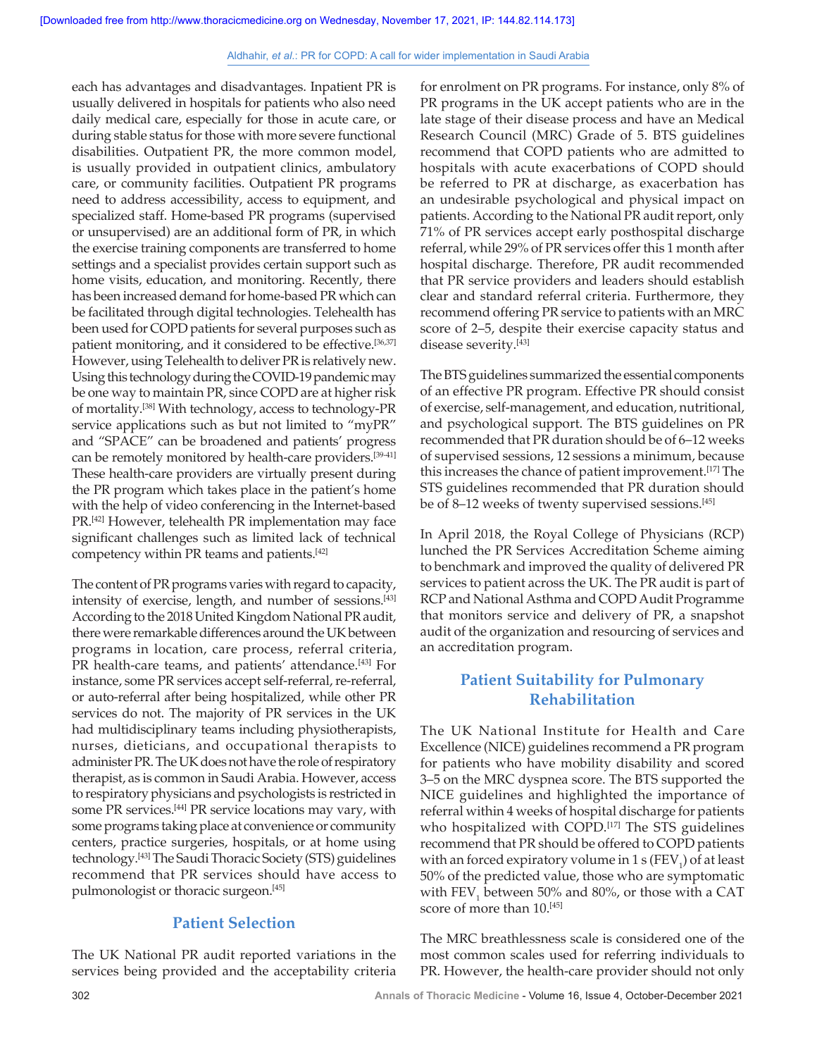each has advantages and disadvantages. Inpatient PR is usually delivered in hospitals for patients who also need daily medical care, especially for those in acute care, or during stable status for those with more severe functional disabilities. Outpatient PR, the more common model, is usually provided in outpatient clinics, ambulatory care, or community facilities. Outpatient PR programs need to address accessibility, access to equipment, and specialized staff. Home-based PR programs (supervised or unsupervised) are an additional form of PR, in which the exercise training components are transferred to home settings and a specialist provides certain support such as home visits, education, and monitoring. Recently, there has been increased demand for home-based PR which can be facilitated through digital technologies. Telehealth has been used for COPD patients for several purposes such as patient monitoring, and it considered to be effective.[36,37] However, using Telehealth to deliver PR is relatively new. Using this technology during the COVID-19 pandemic may be one way to maintain PR, since COPD are at higher risk of mortality.[38] With technology, access to technology-PR service applications such as but not limited to "myPR" and "SPACE" can be broadened and patients' progress can be remotely monitored by health-care providers.[39-41] These health-care providers are virtually present during the PR program which takes place in the patient's home with the help of video conferencing in the Internet-based PR.[42] However, telehealth PR implementation may face significant challenges such as limited lack of technical competency within PR teams and patients.[42]

The content of PR programs varies with regard to capacity, intensity of exercise, length, and number of sessions.[43] According to the 2018 United Kingdom National PR audit, there were remarkable differences around the UK between programs in location, care process, referral criteria, PR health-care teams, and patients' attendance.[43] For instance, some PR services accept self-referral, re-referral, or auto-referral after being hospitalized, while other PR services do not. The majority of PR services in the UK had multidisciplinary teams including physiotherapists, nurses, dieticians, and occupational therapists to administer PR. The UK does not have the role of respiratory therapist, as is common in Saudi Arabia. However, access to respiratory physicians and psychologists is restricted in some PR services.[44] PR service locations may vary, with some programs taking place at convenience or community centers, practice surgeries, hospitals, or at home using technology.[43] The Saudi Thoracic Society (STS) guidelines recommend that PR services should have access to pulmonologist or thoracic surgeon.[45]

## Patient Selection

The UK National PR audit reported variations in the services being provided and the acceptability criteria for enrolment on PR programs. For instance, only 8% of PR programs in the UK accept patients who are in the late stage of their disease process and have an Medical Research Council (MRC) Grade of 5. BTS guidelines recommend that COPD patients who are admitted to hospitals with acute exacerbations of COPD should be referred to PR at discharge, as exacerbation has an undesirable psychological and physical impact on patients. According to the National PR audit report, only 71% of PR services accept early posthospital discharge referral, while 29% of PR services offer this 1 month after hospital discharge. Therefore, PR audit recommended that PR service providers and leaders should establish clear and standard referral criteria. Furthermore, they recommend offering PR service to patients with an MRC score of 2–5, despite their exercise capacity status and disease severity.[43]

The BTS guidelines summarized the essential components of an effective PR program. Effective PR should consist of exercise, self-management, and education, nutritional, and psychological support. The BTS guidelines on PR recommended that PR duration should be of 6–12 weeks of supervised sessions, 12 sessions a minimum, because this increases the chance of patient improvement.[17] The STS guidelines recommended that PR duration should be of 8–12 weeks of twenty supervised sessions.[45]

In April 2018, the Royal College of Physicians (RCP) lunched the PR Services Accreditation Scheme aiming to benchmark and improved the quality of delivered PR services to patient across the UK. The PR audit is part of RCP and National Asthma and COPD Audit Programme that monitors service and delivery of PR, a snapshot audit of the organization and resourcing of services and an accreditation program.

## Patient Suitability for Pulmonary Rehabilitation

The UK National Institute for Health and Care Excellence (NICE) guidelines recommend a PR program for patients who have mobility disability and scored 3–5 on the MRC dyspnea score. The BTS supported the NICE guidelines and highlighted the importance of referral within 4 weeks of hospital discharge for patients who hospitalized with COPD.[17] The STS guidelines recommend that PR should be offered to COPD patients with an forced expiratory volume in 1 s ($FEV_1$) of at least 50% of the predicted value, those who are symptomatic with $FEV_1$ between 50% and 80%, or those with a CAT score of more than 10.[45]

The MRC breathlessness scale is considered one of the most common scales used for referring individuals to PR. However, the health-care provider should not only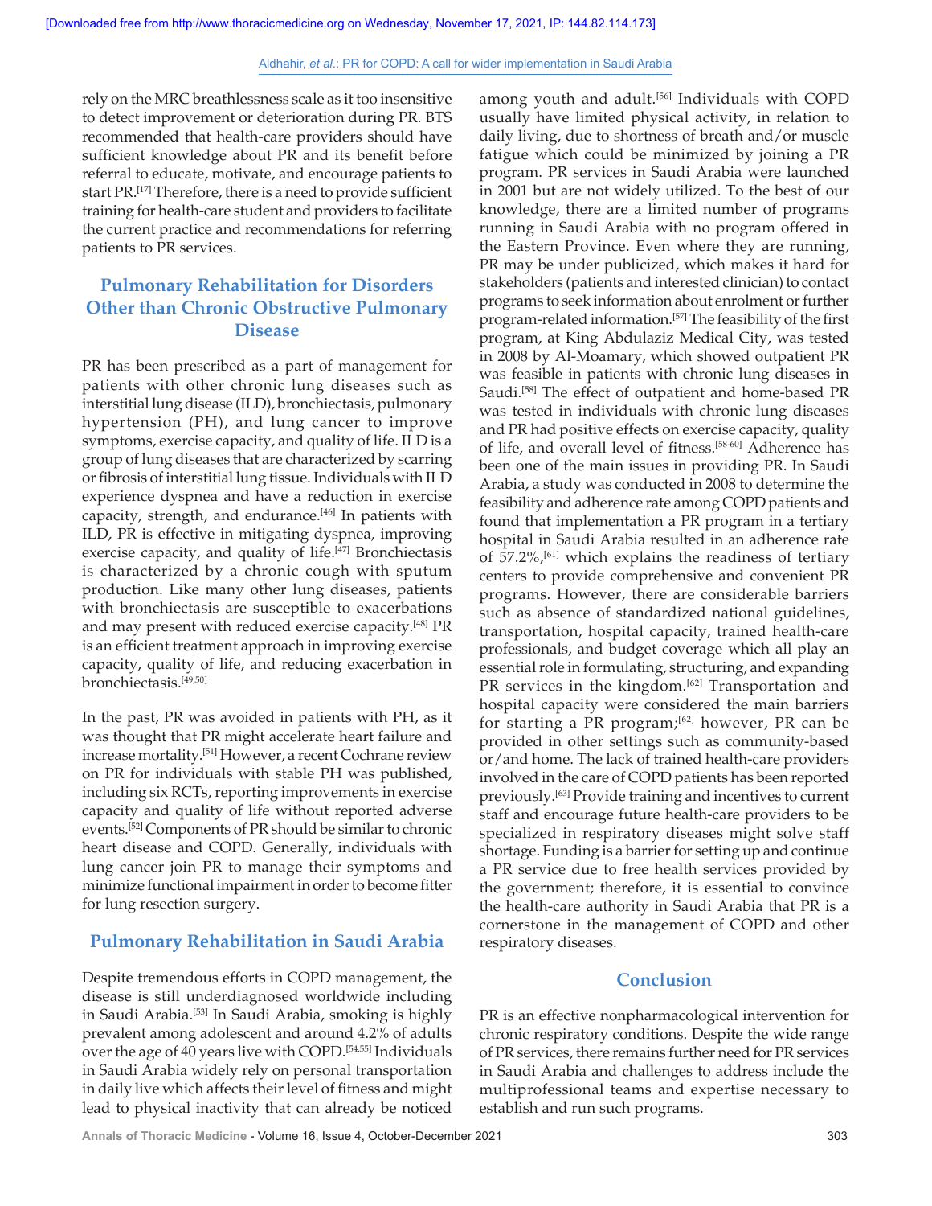rely on the MRC breathlessness scale as it too insensitive to detect improvement or deterioration during PR. BTS recommended that health-care providers should have sufficient knowledge about PR and its benefit before referral to educate, motivate, and encourage patients to start PR.[17] Therefore, there is a need to provide sufficient training for health-care student and providers to facilitate the current practice and recommendations for referring patients to PR services.

## Pulmonary Rehabilitation for Disorders Other than Chronic Obstructive Pulmonary Disease

PR has been prescribed as a part of management for patients with other chronic lung diseases such as interstitial lung disease (ILD), bronchiectasis, pulmonary hypertension (PH), and lung cancer to improve symptoms, exercise capacity, and quality of life. ILD is a group of lung diseases that are characterized by scarring or fibrosis of interstitial lung tissue. Individuals with ILD experience dyspnea and have a reduction in exercise capacity, strength, and endurance.[46] In patients with ILD, PR is effective in mitigating dyspnea, improving exercise capacity, and quality of life.[47] Bronchiectasis is characterized by a chronic cough with sputum production. Like many other lung diseases, patients with bronchiectasis are susceptible to exacerbations and may present with reduced exercise capacity.[48] PR is an efficient treatment approach in improving exercise capacity, quality of life, and reducing exacerbation in bronchiectasis.[49,50]

In the past, PR was avoided in patients with PH, as it was thought that PR might accelerate heart failure and increase mortality.[51] However, a recent Cochrane review on PR for individuals with stable PH was published, including six RCTs, reporting improvements in exercise capacity and quality of life without reported adverse events.[52] Components of PR should be similar to chronic heart disease and COPD. Generally, individuals with lung cancer join PR to manage their symptoms and minimize functional impairment in order to become fitter for lung resection surgery.

## Pulmonary Rehabilitation in Saudi Arabia

Despite tremendous efforts in COPD management, the disease is still underdiagnosed worldwide including in Saudi Arabia.[53] In Saudi Arabia, smoking is highly prevalent among adolescent and around 4.2% of adults over the age of 40 years live with COPD.[54,55] Individuals in Saudi Arabia widely rely on personal transportation in daily live which affects their level of fitness and might lead to physical inactivity that can already be noticed among youth and adult.[56] Individuals with COPD usually have limited physical activity, in relation to daily living, due to shortness of breath and/or muscle fatigue which could be minimized by joining a PR program. PR services in Saudi Arabia were launched in 2001 but are not widely utilized. To the best of our knowledge, there are a limited number of programs running in Saudi Arabia with no program offered in the Eastern Province. Even where they are running, PR may be under publicized, which makes it hard for stakeholders (patients and interested clinician) to contact programs to seek information about enrolment or further program-related information.[57] The feasibility of the first program, at King Abdulaziz Medical City, was tested in 2008 by Al-Moamary, which showed outpatient PR was feasible in patients with chronic lung diseases in Saudi.[58] The effect of outpatient and home-based PR was tested in individuals with chronic lung diseases and PR had positive effects on exercise capacity, quality of life, and overall level of fitness.[58-60] Adherence has been one of the main issues in providing PR. In Saudi Arabia, a study was conducted in 2008 to determine the feasibility and adherence rate among COPD patients and found that implementation a PR program in a tertiary hospital in Saudi Arabia resulted in an adherence rate of 57.2%,[61] which explains the readiness of tertiary centers to provide comprehensive and convenient PR programs. However, there are considerable barriers such as absence of standardized national guidelines, transportation, hospital capacity, trained health-care professionals, and budget coverage which all play an essential role in formulating, structuring, and expanding PR services in the kingdom.[62] Transportation and hospital capacity were considered the main barriers for starting a PR program;[62] however, PR can be provided in other settings such as community-based or/and home. The lack of trained health-care providers involved in the care of COPD patients has been reported previously.[63] Provide training and incentives to current staff and encourage future health-care providers to be specialized in respiratory diseases might solve staff shortage. Funding is a barrier for setting up and continue a PR service due to free health services provided by the government; therefore, it is essential to convince the health-care authority in Saudi Arabia that PR is a cornerstone in the management of COPD and other respiratory diseases.

## Conclusion

PR is an effective nonpharmacological intervention for chronic respiratory conditions. Despite the wide range of PR services, there remains further need for PR services in Saudi Arabia and challenges to address include the multiprofessional teams and expertise necessary to establish and run such programs.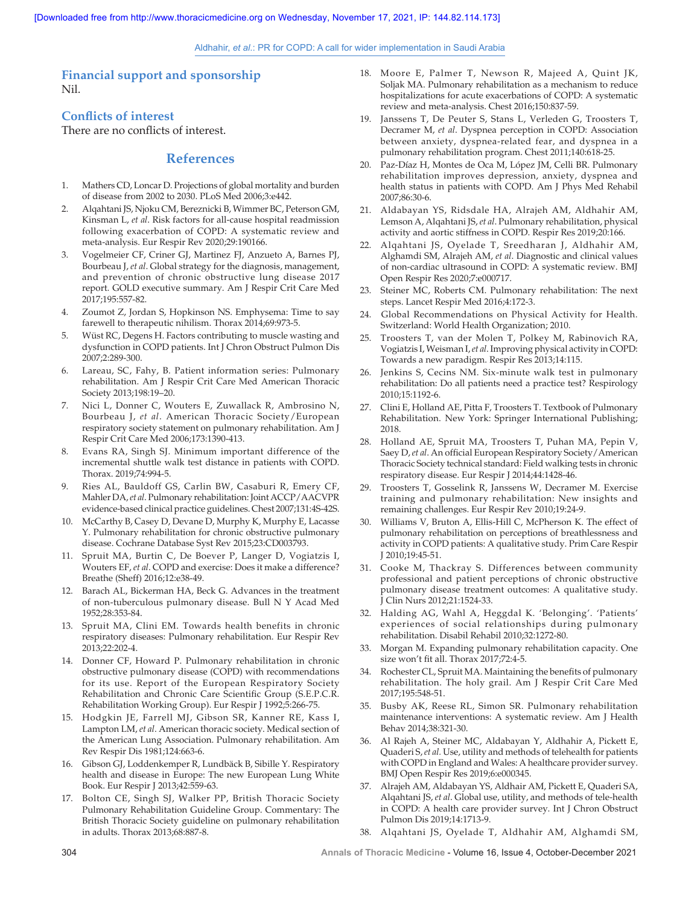## Financial support and sponsorship

Nil.

## Conflicts of interest

There are no conflicts of interest.

## References

1. Mathers CD, Loncar D. Projections of global mortality and burden of disease from 2002 to 2030. PLoS Med 2006;3:e442.
2. Alqahtani JS, Njoku CM, Bereznicki B, Wimmer BC, Peterson GM, Kinsman L, *et al*. Risk factors for all-cause hospital readmission following exacerbation of COPD: A systematic review and meta-analysis. Eur Respir Rev 2020;29:190166.
3. Vogelmeier CF, Criner GJ, Martinez FJ, Anzueto A, Barnes PJ, Bourbeau J, *et al*. Global strategy for the diagnosis, management, and prevention of chronic obstructive lung disease 2017 report. GOLD executive summary. Am J Respir Crit Care Med 2017;195:557-82.
4. Zoumot Z, Jordan S, Hopkinson NS. Emphysema: Time to say farewell to therapeutic nihilism. Thorax 2014;69:973-5.
5. Wüst RC, Degens H. Factors contributing to muscle wasting and dysfunction in COPD patients. Int J Chron Obstruct Pulmon Dis 2007;2:289-300.
6. Lareau, SC, Fahy, B. Patient information series: Pulmonary rehabilitation. Am J Respir Crit Care Med American Thoracic Society 2013;198:19–20.
7. Nici L, Donner C, Wouters E, Zuwallack R, Ambrosino N, Bourbeau J, *et al*. American Thoracic Society/European respiratory society statement on pulmonary rehabilitation. Am J Respir Crit Care Med 2006;173:1390-413.
8. Evans RA, Singh SJ. Minimum important difference of the incremental shuttle walk test distance in patients with COPD. Thorax. 2019;74:994-5.
9. Ries AL, Bauldoff GS, Carlin BW, Casaburi R, Emery CF, Mahler DA, *et al*. Pulmonary rehabilitation: Joint ACCP/AACVPR evidence-based clinical practice guidelines. Chest 2007;131:4S-42S.
10. McCarthy B, Casey D, Devane D, Murphy K, Murphy E, Lacasse Y. Pulmonary rehabilitation for chronic obstructive pulmonary disease. Cochrane Database Syst Rev 2015;23:CD003793.
11. Spruit MA, Burtin C, De Boever P, Langer D, Vogiatzis I, Wouters EF, *et al*. COPD and exercise: Does it make a difference? Breathe (Sheff) 2016;12:e38-49.
12. Barach AL, Bickerman HA, Beck G. Advances in the treatment of non-tuberculous pulmonary disease. Bull N Y Acad Med 1952;28:353-84.
13. Spruit MA, Clini EM. Towards health benefits in chronic respiratory diseases: Pulmonary rehabilitation. Eur Respir Rev 2013;22:202-4.
14. Donner CF, Howard P. Pulmonary rehabilitation in chronic obstructive pulmonary disease (COPD) with recommendations for its use. Report of the European Respiratory Society Rehabilitation and Chronic Care Scientific Group (S.E.P.C.R. Rehabilitation Working Group). Eur Respir J 1992;5:266-75.
15. Hodgkin JE, Farrell MJ, Gibson SR, Kanner RE, Kass I, Lampton LM, *et al*. American thoracic society. Medical section of the American Lung Association. Pulmonary rehabilitation. Am Rev Respir Dis 1981;124:663-6.
16. Gibson GJ, Loddenkemper R, Lundbäck B, Sibille Y. Respiratory health and disease in Europe: The new European Lung White Book. Eur Respir J 2013;42:559-63.
17. Bolton CE, Singh SJ, Walker PP, British Thoracic Society Pulmonary Rehabilitation Guideline Group. Commentary: The British Thoracic Society guideline on pulmonary rehabilitation in adults. Thorax 2013;68:887-8.
18. Moore E, Palmer T, Newson R, Majeed A, Quint JK, Soljak MA. Pulmonary rehabilitation as a mechanism to reduce hospitalizations for acute exacerbations of COPD: A systematic review and meta-analysis. Chest 2016;150:837-59.
19. Janssens T, De Peuter S, Stans L, Verleden G, Troosters T, Decramer M, *et al*. Dyspnea perception in COPD: Association between anxiety, dyspnea-related fear, and dyspnea in a pulmonary rehabilitation program. Chest 2011;140:618-25.
20. Paz-Díaz H, Montes de Oca M, López JM, Celli BR. Pulmonary rehabilitation improves depression, anxiety, dyspnea and health status in patients with COPD. Am J Phys Med Rehabil 2007;86:30-6.
21. Aldabayan YS, Ridsdale HA, Alrajeh AM, Aldhahir AM, Lemson A, Alqahtani JS, *et al*. Pulmonary rehabilitation, physical activity and aortic stiffness in COPD. Respir Res 2019;20:166.
22. Alqahtani JS, Oyelade T, Sreedharan J, Aldhahir AM, Alghamdi SM, Alrajeh AM, *et al*. Diagnostic and clinical values of non-cardiac ultrasound in COPD: A systematic review. BMJ Open Respir Res 2020;7:e000717.
23. Steiner MC, Roberts CM. Pulmonary rehabilitation: The next steps. Lancet Respir Med 2016;4:172-3.
24. Global Recommendations on Physical Activity for Health. Switzerland: World Health Organization; 2010.
25. Troosters T, van der Molen T, Polkey M, Rabinovich RA, Vogiatzis I, Weisman I, *et al*. Improving physical activity in COPD: Towards a new paradigm. Respir Res 2013;14:115.
26. Jenkins S, Cecins NM. Six-minute walk test in pulmonary rehabilitation: Do all patients need a practice test? Respirology 2010;15:1192-6.
27. Clini E, Holland AE, Pitta F, Troosters T. Textbook of Pulmonary Rehabilitation. New York: Springer International Publishing; 2018.
28. Holland AE, Spruit MA, Troosters T, Puhan MA, Pepin V, Saey D, *et al*. An official European Respiratory Society/American Thoracic Society technical standard: Field walking tests in chronic respiratory disease. Eur Respir J 2014;44:1428-46.
29. Troosters T, Gosselink R, Janssens W, Decramer M. Exercise training and pulmonary rehabilitation: New insights and remaining challenges. Eur Respir Rev 2010;19:24-9.
30. Williams V, Bruton A, Ellis-Hill C, McPherson K. The effect of pulmonary rehabilitation on perceptions of breathlessness and activity in COPD patients: A qualitative study. Prim Care Respir J 2010;19:45-51.
31. Cooke M, Thackray S. Differences between community professional and patient perceptions of chronic obstructive pulmonary disease treatment outcomes: A qualitative study. J Clin Nurs 2012;21:1524-33.
32. Halding AG, Wahl A, Heggdal K. 'Belonging'. 'Patients' experiences of social relationships during pulmonary rehabilitation. Disabil Rehabil 2010;32:1272-80.
33. Morgan M. Expanding pulmonary rehabilitation capacity. One size won't fit all. Thorax 2017;72:4-5.
34. Rochester CL, Spruit MA. Maintaining the benefits of pulmonary rehabilitation. The holy grail. Am J Respir Crit Care Med 2017;195:548-51.
35. Busby AK, Reese RL, Simon SR. Pulmonary rehabilitation maintenance interventions: A systematic review. Am J Health Behav 2014;38:321-30.
36. Al Rajeh A, Steiner MC, Aldabayan Y, Aldhahir A, Pickett E, Quaderi S, *et al*. Use, utility and methods of telehealth for patients with COPD in England and Wales: A healthcare provider survey. BMJ Open Respir Res 2019;6:e000345.
37. Alrajeh AM, Aldabayan YS, Aldhair AM, Pickett E, Quaderi SA, Alqahtani JS, *et al*. Global use, utility, and methods of tele-health in COPD: A health care provider survey. Int J Chron Obstruct Pulmon Dis 2019;14:1713-9.
38. Alqahtani JS, Oyelade T, Aldhahir AM, Alghamdi SM,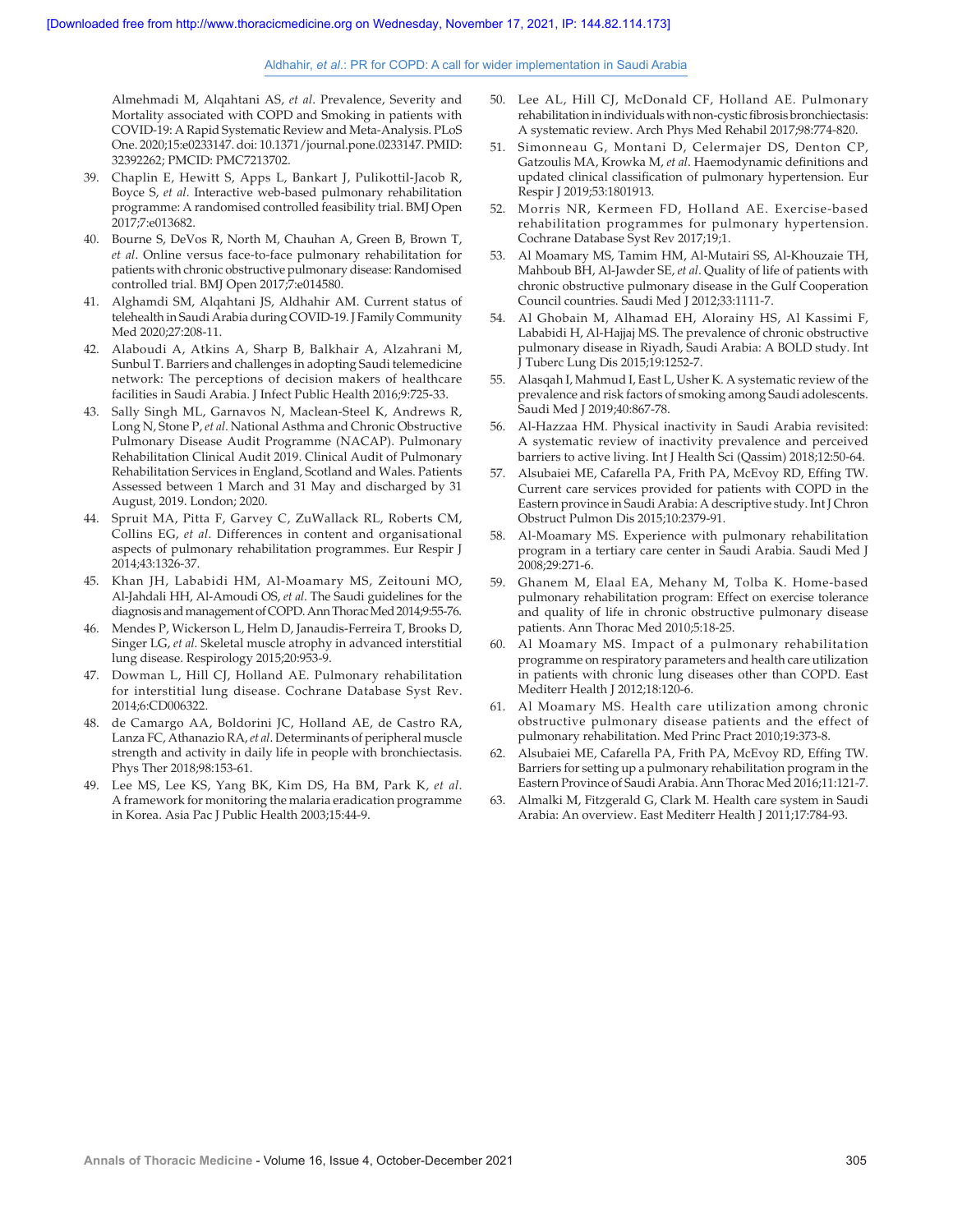Almehmadi M, Alqahtani AS, *et al*. Prevalence, Severity and Mortality associated with COPD and Smoking in patients with COVID-19: A Rapid Systematic Review and Meta-Analysis. PLoS One. 2020;15:e0233147. doi: 10.1371/journal.pone.0233147. PMID: 32392262; PMCID: PMC7213702.

39. Chaplin E, Hewitt S, Apps L, Bankart J, Pulikottil-Jacob R, Boyce S, *et al*. Interactive web-based pulmonary rehabilitation programme: A randomised controlled feasibility trial. BMJ Open 2017;7:e013682.
40. Bourne S, DeVos R, North M, Chauhan A, Green B, Brown T, *et al*. Online versus face-to-face pulmonary rehabilitation for patients with chronic obstructive pulmonary disease: Randomised controlled trial. BMJ Open 2017;7:e014580.
41. Alghamdi SM, Alqahtani JS, Aldhahir AM. Current status of telehealth in Saudi Arabia during COVID-19. J Family Community Med 2020;27:208-11.
42. Alaboudi A, Atkins A, Sharp B, Balkhair A, Alzahrani M, Sunbul T. Barriers and challenges in adopting Saudi telemedicine network: The perceptions of decision makers of healthcare facilities in Saudi Arabia. J Infect Public Health 2016;9:725-33.
43. Sally Singh ML, Garnavos N, Maclean-Steel K, Andrews R, Long N, Stone P, *et al*. National Asthma and Chronic Obstructive Pulmonary Disease Audit Programme (NACAP). Pulmonary Rehabilitation Clinical Audit 2019. Clinical Audit of Pulmonary Rehabilitation Services in England, Scotland and Wales. Patients Assessed between 1 March and 31 May and discharged by 31 August, 2019. London; 2020.
44. Spruit MA, Pitta F, Garvey C, ZuWallack RL, Roberts CM, Collins EG, *et al*. Differences in content and organisational aspects of pulmonary rehabilitation programmes. Eur Respir J 2014;43:1326-37.
45. Khan JH, Lababidi HM, Al-Moamary MS, Zeitouni MO, Al-Jahdali HH, Al-Amoudi OS, *et al*. The Saudi guidelines for the diagnosis and management of COPD. Ann Thorac Med 2014;9:55-76.
46. Mendes P, Wickerson L, Helm D, Janaudis-Ferreira T, Brooks D, Singer LG, *et al*. Skeletal muscle atrophy in advanced interstitial lung disease. Respirology 2015;20:953-9.
47. Dowman L, Hill CJ, Holland AE. Pulmonary rehabilitation for interstitial lung disease. Cochrane Database Syst Rev. 2014;6:CD006322.
48. de Camargo AA, Boldorini JC, Holland AE, de Castro RA, Lanza FC, Athanazio RA, *et al*. Determinants of peripheral muscle strength and activity in daily life in people with bronchiectasis. Phys Ther 2018;98:153-61.
49. Lee MS, Lee KS, Yang BK, Kim DS, Ha BM, Park K, *et al*. A framework for monitoring the malaria eradication programme in Korea. Asia Pac J Public Health 2003;15:44-9.
50. Lee AL, Hill CJ, McDonald CF, Holland AE. Pulmonary rehabilitation in individuals with non-cystic fibrosis bronchiectasis: A systematic review. Arch Phys Med Rehabil 2017;98:774-820.
51. Simonneau G, Montani D, Celermajer DS, Denton CP, Gatzoulis MA, Krowka M, *et al*. Haemodynamic definitions and updated clinical classification of pulmonary hypertension. Eur Respir J 2019;53:1801913.
52. Morris NR, Kermeen FD, Holland AE. Exercise-based rehabilitation programmes for pulmonary hypertension. Cochrane Database Syst Rev 2017;19;1.
53. Al Moamary MS, Tamim HM, Al-Mutairi SS, Al-Khouzaie TH, Mahboub BH, Al-Jawder SE, *et al*. Quality of life of patients with chronic obstructive pulmonary disease in the Gulf Cooperation Council countries. Saudi Med J 2012;33:1111-7.
54. Al Ghobain M, Alhamad EH, Alorainy HS, Al Kassimi F, Lababidi H, Al-Hajjaj MS. The prevalence of chronic obstructive pulmonary disease in Riyadh, Saudi Arabia: A BOLD study. Int J Tuberc Lung Dis 2015;19:1252-7.
55. Alasqah I, Mahmud I, East L, Usher K. A systematic review of the prevalence and risk factors of smoking among Saudi adolescents. Saudi Med J 2019;40:867-78.
56. Al-Hazzaa HM. Physical inactivity in Saudi Arabia revisited: A systematic review of inactivity prevalence and perceived barriers to active living. Int J Health Sci (Qassim) 2018;12:50-64.
57. Alsubaiei ME, Cafarella PA, Frith PA, McEvoy RD, Effing TW. Current care services provided for patients with COPD in the Eastern province in Saudi Arabia: A descriptive study. Int J Chron Obstruct Pulmon Dis 2015;10:2379-91.
58. Al-Moamary MS. Experience with pulmonary rehabilitation program in a tertiary care center in Saudi Arabia. Saudi Med J 2008;29:271-6.
59. Ghanem M, Elaal EA, Mehany M, Tolba K. Home-based pulmonary rehabilitation program: Effect on exercise tolerance and quality of life in chronic obstructive pulmonary disease patients. Ann Thorac Med 2010;5:18-25.
60. Al Moamary MS. Impact of a pulmonary rehabilitation programme on respiratory parameters and health care utilization in patients with chronic lung diseases other than COPD. East Mediterr Health J 2012;18:120-6.
61. Al Moamary MS. Health care utilization among chronic obstructive pulmonary disease patients and the effect of pulmonary rehabilitation. Med Princ Pract 2010;19:373-8.
62. Alsubaiei ME, Cafarella PA, Frith PA, McEvoy RD, Effing TW. Barriers for setting up a pulmonary rehabilitation program in the Eastern Province of Saudi Arabia. Ann Thorac Med 2016;11:121-7.
63. Almalki M, Fitzgerald G, Clark M. Health care system in Saudi Arabia: An overview. East Mediterr Health J 2011;17:784-93.